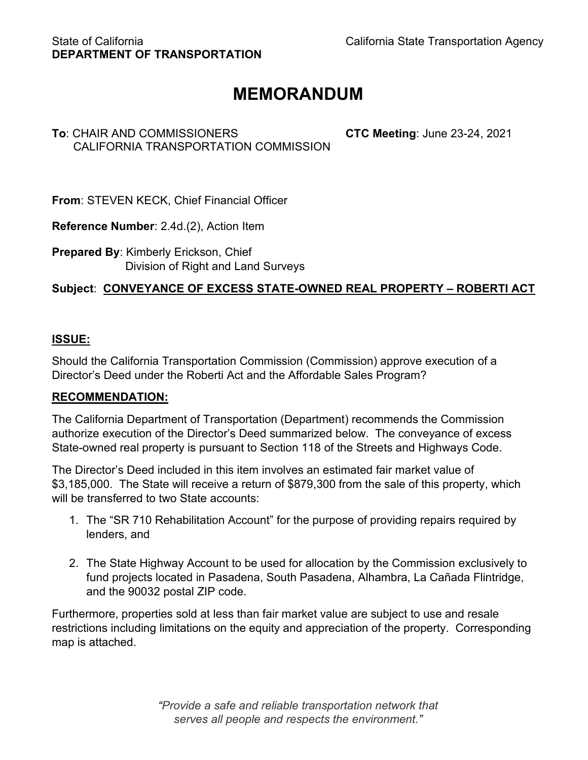State of California
**DEPARTMENT OF TRANSPORTATION**

California State Transportation Agency

# MEMORANDUM

**To**: CHAIR AND COMMISSIONERS
CALIFORNIA TRANSPORTATION COMMISSION

**CTC Meeting**: June 23-24, 2021

**From**: STEVEN KECK, Chief Financial Officer

**Reference Number**: 2.4d.(2), Action Item

**Prepared By**: Kimberly Erickson, Chief
Division of Right and Land Surveys

**Subject**: **CONVEYANCE OF EXCESS STATE-OWNED REAL PROPERTY – ROBERTI ACT**

## ISSUE:

Should the California Transportation Commission (Commission) approve execution of a Director's Deed under the Roberti Act and the Affordable Sales Program?

## RECOMMENDATION:

The California Department of Transportation (Department) recommends the Commission authorize execution of the Director's Deed summarized below. The conveyance of excess State-owned real property is pursuant to Section 118 of the Streets and Highways Code.

The Director's Deed included in this item involves an estimated fair market value of $3,185,000. The State will receive a return of $879,300 from the sale of this property, which will be transferred to two State accounts:

1. The "SR 710 Rehabilitation Account" for the purpose of providing repairs required by lenders, and

2. The State Highway Account to be used for allocation by the Commission exclusively to fund projects located in Pasadena, South Pasadena, Alhambra, La Cañada Flintridge, and the 90032 postal ZIP code.

Furthermore, properties sold at less than fair market value are subject to use and resale restrictions including limitations on the equity and appreciation of the property. Corresponding map is attached.

*"Provide a safe and reliable transportation network that serves all people and respects the environment."*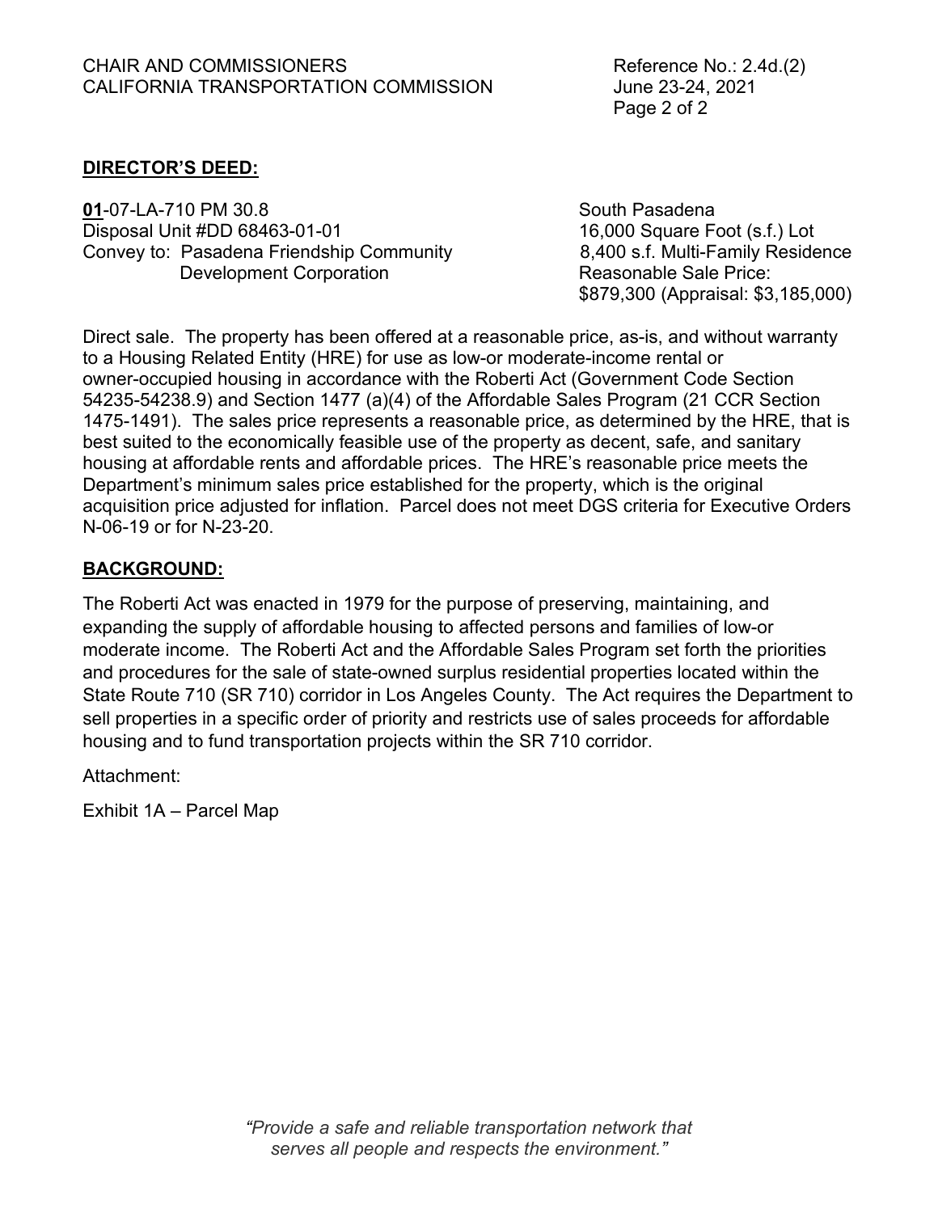## DIRECTOR'S DEED:

**01**-07-LA-710 PM 30.8
Disposal Unit #DD 68463-01-01
Convey to: Pasadena Friendship Community Development Corporation

South Pasadena
16,000 Square Foot (s.f.) Lot
8,400 s.f. Multi-Family Residence
Reasonable Sale Price:
$879,300 (Appraisal: $3,185,000)

Direct sale. The property has been offered at a reasonable price, as-is, and without warranty to a Housing Related Entity (HRE) for use as low-or moderate-income rental or owner-occupied housing in accordance with the Roberti Act (Government Code Section 54235-54238.9) and Section 1477 (a)(4) of the Affordable Sales Program (21 CCR Section 1475-1491). The sales price represents a reasonable price, as determined by the HRE, that is best suited to the economically feasible use of the property as decent, safe, and sanitary housing at affordable rents and affordable prices. The HRE's reasonable price meets the Department's minimum sales price established for the property, which is the original acquisition price adjusted for inflation. Parcel does not meet DGS criteria for Executive Orders N-06-19 or for N-23-20.

## BACKGROUND:

The Roberti Act was enacted in 1979 for the purpose of preserving, maintaining, and expanding the supply of affordable housing to affected persons and families of low-or moderate income. The Roberti Act and the Affordable Sales Program set forth the priorities and procedures for the sale of state-owned surplus residential properties located within the State Route 710 (SR 710) corridor in Los Angeles County. The Act requires the Department to sell properties in a specific order of priority and restricts use of sales proceeds for affordable housing and to fund transportation projects within the SR 710 corridor.

Attachment:

Exhibit 1A – Parcel Map

*"Provide a safe and reliable transportation network that serves all people and respects the environment."*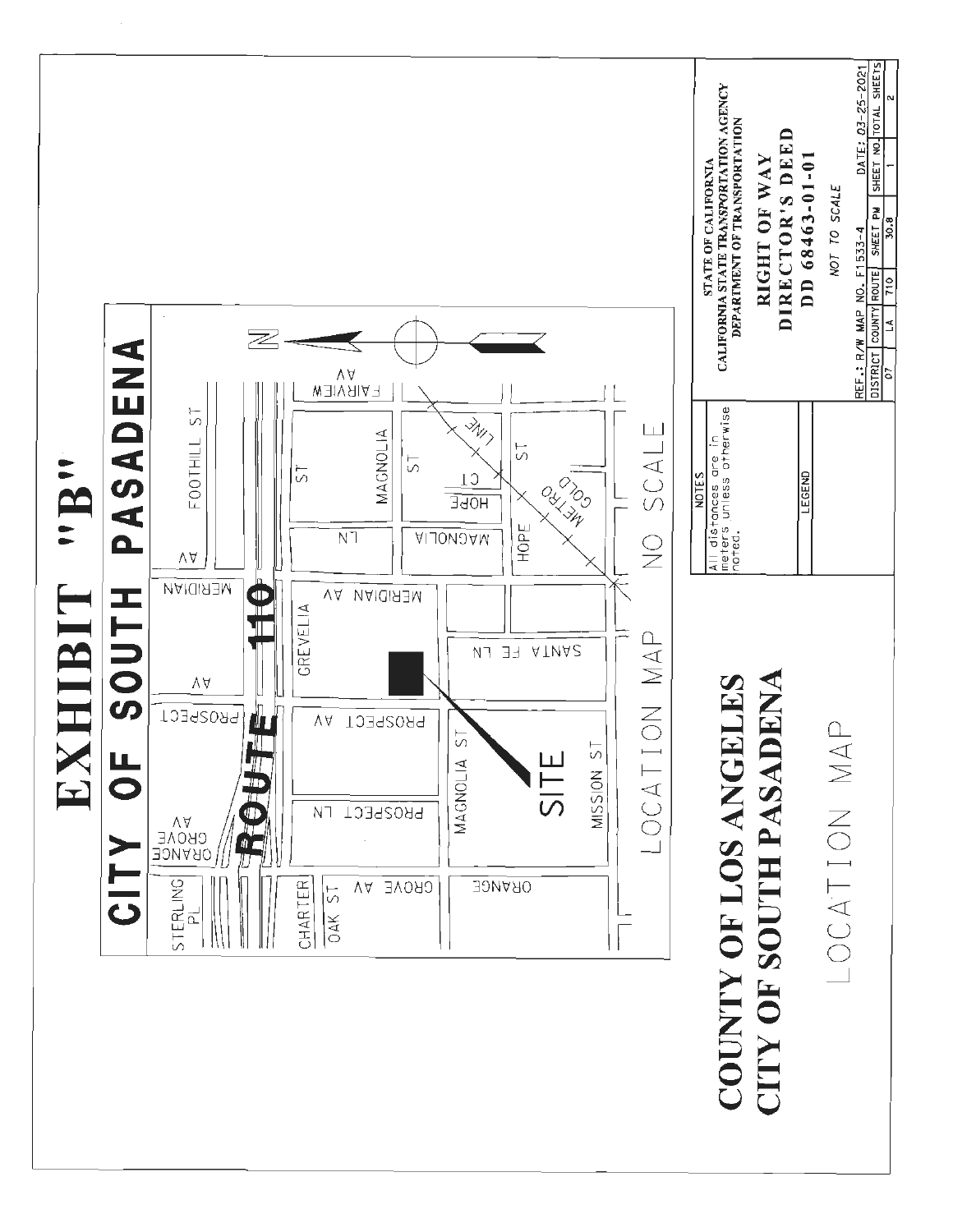# EXHIBIT "B"

## CITY OF SOUTH PASADENA

STERLING PL

ORANGE GROVE AV

ROUTE 110

PROSPECT AV

MERIDIAN AV

FOOTHILL ST

CHARTER

OAK ST

GROVE AV

ORANGE

PROSPECT LN

MAGNOLIA ST

MISSION ST

SITE

GREVELIA ST

SANTA FE LN

MAGNOLIA LN

HOPE CT

HOPE ST

MAGNOLIA ST

METRO GOLD LINE

FAIRVIEW AV

N

LOCATION MAP NO SCALE

# COUNTY OF LOS ANGELES
# CITY OF SOUTH PASADENA

LOCATION MAP

**NOTES**

All distances are in meters unless otherwise noted.

**LEGEND**

STATE OF CALIFORNIA
CALIFORNIA STATE TRANSPORTATION AGENCY
DEPARTMENT OF TRANSPORTATION

**RIGHT OF WAY**
**DIRECTOR'S DEED**
**DD 68463-01-01**

*NOT TO SCALE*

REF.: R/W MAP NO. F1533-4 DATE: 03-25-2021

| DISTRICT | COUNTY | ROUTE | SHEET PM | SHEET NO. | TOTAL SHEETS |
|---|---|---|---|---|---|
| 07 | LA | 710 | 30.8 | 1 | 2 |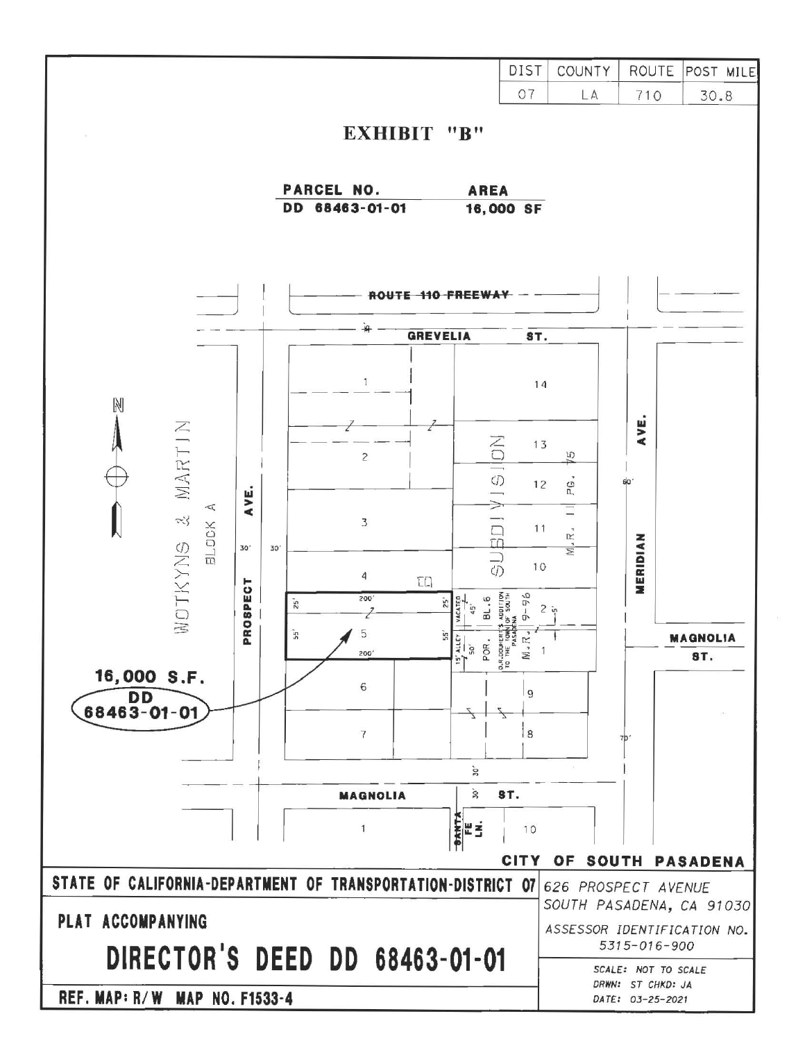| DIST | COUNTY | ROUTE | POST MILE |
| --- | --- | --- | --- |
| 07 | LA | 710 | 30.8 |

# EXHIBIT "B"

| PARCEL NO. | AREA |
| --- | --- |
| DD 68463-01-01 | 16,000 SF |

ROUTE 110 FREEWAY

GREVELIA ST.

PROSPECT AVE.

MERIDIAN AVE.

MAGNOLIA ST.

WOTKYNS & MARTIN BLOCK A

SUBDIVISION M.R. 11 PG. 75

BL.6 POR. O.R. DOUGHERTY'S ADDITION TO THE TOWN OF SOUTH PASADENA M.R. 9-96

15' ALLEY VACATED

SANTA FE LN.

16,000 S.F.

DD 68463-01-01

CITY OF SOUTH PASADENA

STATE OF CALIFORNIA-DEPARTMENT OF TRANSPORTATION-DISTRICT 07

PLAT ACCOMPANYING

## DIRECTOR'S DEED DD 68463-01-01

REF. MAP: R/W MAP NO. F1533-4

*626 PROSPECT AVENUE*
*SOUTH PASADENA, CA 91030*

*ASSESSOR IDENTIFICATION NO. 5315-016-900*

*SCALE: NOT TO SCALE*
*DRWN: ST CHKD: JA*
*DATE: 03-25-2021*